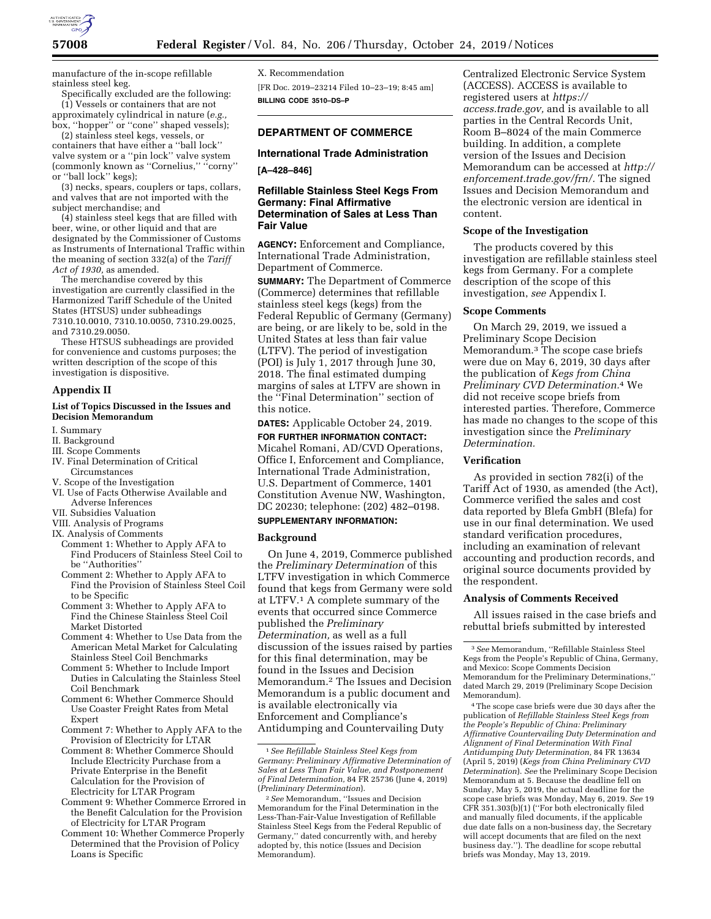manufacture of the in-scope refillable stainless steel keg.

Specifically excluded are the following:

(1) Vessels or containers that are not approximately cylindrical in nature (*e.g.,* box, ''hopper'' or ''cone'' shaped vessels);

(2) stainless steel kegs, vessels, or containers that have either a ''ball lock'' valve system or a ''pin lock'' valve system (commonly known as ''Cornelius,'' ''corny'' or ''ball lock'' kegs);

(3) necks, spears, couplers or taps, collars, and valves that are not imported with the subject merchandise; and

(4) stainless steel kegs that are filled with beer, wine, or other liquid and that are designated by the Commissioner of Customs as Instruments of International Traffic within the meaning of section 332(a) of the *Tariff Act of 1930,* as amended.

The merchandise covered by this investigation are currently classified in the Harmonized Tariff Schedule of the United States (HTSUS) under subheadings 7310.10.0010, 7310.10.0050, 7310.29.0025, and 7310.29.0050.

These HTSUS subheadings are provided for convenience and customs purposes; the written description of the scope of this investigation is dispositive.

## Appendix II

### List of Topics Discussed in the Issues and Decision Memorandum

I. Summary
II. Background
III. Scope Comments
IV. Final Determination of Critical Circumstances
V. Scope of the Investigation
VI. Use of Facts Otherwise Available and Adverse Inferences
VII. Subsidies Valuation
VIII. Analysis of Programs
IX. Analysis of Comments
  Comment 1: Whether to Apply AFA to Find Producers of Stainless Steel Coil to be ''Authorities''
  Comment 2: Whether to Apply AFA to Find the Provision of Stainless Steel Coil to be Specific
  Comment 3: Whether to Apply AFA to Find the Chinese Stainless Steel Coil Market Distorted
  Comment 4: Whether to Use Data from the American Metal Market for Calculating Stainless Steel Coil Benchmarks
  Comment 5: Whether to Include Import Duties in Calculating the Stainless Steel Coil Benchmark
  Comment 6: Whether Commerce Should Use Coaster Freight Rates from Metal Expert
  Comment 7: Whether to Apply AFA to the Provision of Electricity for LTAR
  Comment 8: Whether Commerce Should Include Electricity Purchase from a Private Enterprise in the Benefit Calculation for the Provision of Electricity for LTAR Program
  Comment 9: Whether Commerce Errored in the Benefit Calculation for the Provision of Electricity for LTAR Program
  Comment 10: Whether Commerce Properly Determined that the Provision of Policy Loans is Specific
X. Recommendation

[FR Doc. 2019–23214 Filed 10–23–19; 8:45 am]

**BILLING CODE 3510–DS–P**

---

## DEPARTMENT OF COMMERCE

### International Trade Administration

**[A–428–846]**

### Refillable Stainless Steel Kegs From Germany: Final Affirmative Determination of Sales at Less Than Fair Value

**AGENCY:** Enforcement and Compliance, International Trade Administration, Department of Commerce.

**SUMMARY:** The Department of Commerce (Commerce) determines that refillable stainless steel kegs (kegs) from the Federal Republic of Germany (Germany) are being, or are likely to be, sold in the United States at less than fair value (LTFV). The period of investigation (POI) is July 1, 2017 through June 30, 2018. The final estimated dumping margins of sales at LTFV are shown in the ''Final Determination'' section of this notice.

**DATES:** Applicable October 24, 2019.

**FOR FURTHER INFORMATION CONTACT:** Micahel Romani, AD/CVD Operations, Office I, Enforcement and Compliance, International Trade Administration, U.S. Department of Commerce, 1401 Constitution Avenue NW, Washington, DC 20230; telephone: (202) 482–0198.

**SUPPLEMENTARY INFORMATION:**

### Background

On June 4, 2019, Commerce published the *Preliminary Determination* of this LTFV investigation in which Commerce found that kegs from Germany were sold at LTFV.[1] A complete summary of the events that occurred since Commerce published the *Preliminary Determination,* as well as a full discussion of the issues raised by parties for this final determination, may be found in the Issues and Decision Memorandum.[2] The Issues and Decision Memorandum is a public document and is available electronically via Enforcement and Compliance's Antidumping and Countervailing Duty Centralized Electronic Service System (ACCESS). ACCESS is available to registered users at *https://access.trade.gov,* and is available to all parties in the Central Records Unit, Room B–8024 of the main Commerce building. In addition, a complete version of the Issues and Decision Memorandum can be accessed at *http://enforcement.trade.gov/frn/.* The signed Issues and Decision Memorandum and the electronic version are identical in content.

### Scope of the Investigation

The products covered by this investigation are refillable stainless steel kegs from Germany. For a complete description of the scope of this investigation, *see* Appendix I.

### Scope Comments

On March 29, 2019, we issued a Preliminary Scope Decision Memorandum.[3] The scope case briefs were due on May 6, 2019, 30 days after the publication of *Kegs from China Preliminary CVD Determination.*[4] We did not receive scope briefs from interested parties. Therefore, Commerce has made no changes to the scope of this investigation since the *Preliminary Determination.*

### Verification

As provided in section 782(i) of the Tariff Act of 1930, as amended (the Act), Commerce verified the sales and cost data reported by Blefa GmbH (Blefa) for use in our final determination. We used standard verification procedures, including an examination of relevant accounting and production records, and original source documents provided by the respondent.

### Analysis of Comments Received

All issues raised in the case briefs and rebuttal briefs submitted by interested

---

[1] *See Refillable Stainless Steel Kegs from Germany: Preliminary Affirmative Determination of Sales at Less Than Fair Value, and Postponement of Final Determination,* 84 FR 25736 (June 4, 2019) (*Preliminary Determination*).

[2] *See* Memorandum, ''Issues and Decision Memorandum for the Final Determination in the Less-Than-Fair-Value Investigation of Refillable Stainless Steel Kegs from the Federal Republic of Germany,'' dated concurrently with, and hereby adopted by, this notice (Issues and Decision Memorandum).

[3] *See* Memorandum, ''Refillable Stainless Steel Kegs from the People's Republic of China, Germany, and Mexico: Scope Comments Decision Memorandum for the Preliminary Determinations,'' dated March 29, 2019 (Preliminary Scope Decision Memorandum).

[4] The scope case briefs were due 30 days after the publication of *Refillable Stainless Steel Kegs from the People's Republic of China: Preliminary Affirmative Countervailing Duty Determination and Alignment of Final Determination With Final Antidumping Duty Determination,* 84 FR 13634 (April 5, 2019) (*Kegs from China Preliminary CVD Determination*). *See* the Preliminary Scope Decision Memorandum at 5. Because the deadline fell on Sunday, May 5, 2019, the actual deadline for the scope case briefs was Monday, May 6, 2019. *See* 19 CFR 351.303(b)(1) (''For both electronically filed and manually filed documents, if the applicable due date falls on a non-business day, the Secretary will accept documents that are filed on the next business day.''). The deadline for scope rebuttal briefs was Monday, May 13, 2019.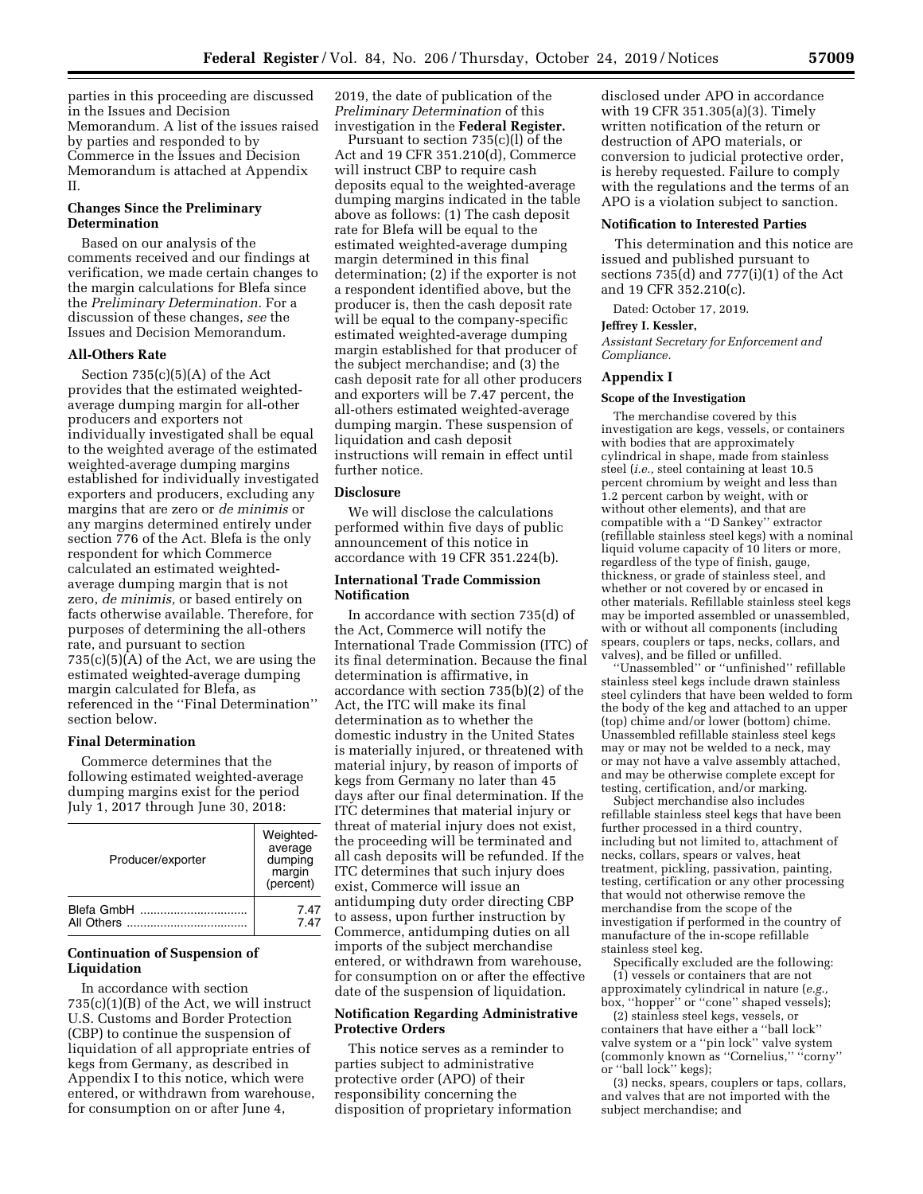parties in this proceeding are discussed in the Issues and Decision Memorandum. A list of the issues raised by parties and responded to by Commerce in the Issues and Decision Memorandum is attached at Appendix II.

### Changes Since the Preliminary Determination

Based on our analysis of the comments received and our findings at verification, we made certain changes to the margin calculations for Blefa since the *Preliminary Determination.* For a discussion of these changes, *see* the Issues and Decision Memorandum.

### All-Others Rate

Section 735(c)(5)(A) of the Act provides that the estimated weighted-average dumping margin for all-other producers and exporters not individually investigated shall be equal to the weighted average of the estimated weighted-average dumping margins established for individually investigated exporters and producers, excluding any margins that are zero or *de minimis* or any margins determined entirely under section 776 of the Act. Blefa is the only respondent for which Commerce calculated an estimated weighted-average dumping margin that is not zero, *de minimis,* or based entirely on facts otherwise available. Therefore, for purposes of determining the all-others rate, and pursuant to section 735(c)(5)(A) of the Act, we are using the estimated weighted-average dumping margin calculated for Blefa, as referenced in the ''Final Determination'' section below.

### Final Determination

Commerce determines that the following estimated weighted-average dumping margins exist for the period July 1, 2017 through June 30, 2018:

| Producer/exporter | Weighted-average dumping margin (percent) |
| --- | --- |
| Blefa GmbH | 7.47 |
| All Others | 7.47 |

### Continuation of Suspension of Liquidation

In accordance with section 735(c)(1)(B) of the Act, we will instruct U.S. Customs and Border Protection (CBP) to continue the suspension of liquidation of all appropriate entries of kegs from Germany, as described in Appendix I to this notice, which were entered, or withdrawn from warehouse, for consumption on or after June 4, 2019, the date of publication of the *Preliminary Determination* of this investigation in the **Federal Register.**

Pursuant to section 735(c)(l) of the Act and 19 CFR 351.210(d), Commerce will instruct CBP to require cash deposits equal to the weighted-average dumping margins indicated in the table above as follows: (1) The cash deposit rate for Blefa will be equal to the estimated weighted-average dumping margin determined in this final determination; (2) if the exporter is not a respondent identified above, but the producer is, then the cash deposit rate will be equal to the company-specific estimated weighted-average dumping margin established for that producer of the subject merchandise; and (3) the cash deposit rate for all other producers and exporters will be 7.47 percent, the all-others estimated weighted-average dumping margin. These suspension of liquidation and cash deposit instructions will remain in effect until further notice.

### Disclosure

We will disclose the calculations performed within five days of public announcement of this notice in accordance with 19 CFR 351.224(b).

### International Trade Commission Notification

In accordance with section 735(d) of the Act, Commerce will notify the International Trade Commission (ITC) of its final determination. Because the final determination is affirmative, in accordance with section 735(b)(2) of the Act, the ITC will make its final determination as to whether the domestic industry in the United States is materially injured, or threatened with material injury, by reason of imports of kegs from Germany no later than 45 days after our final determination. If the ITC determines that material injury or threat of material injury does not exist, the proceeding will be terminated and all cash deposits will be refunded. If the ITC determines that such injury does exist, Commerce will issue an antidumping duty order directing CBP to assess, upon further instruction by Commerce, antidumping duties on all imports of the subject merchandise entered, or withdrawn from warehouse, for consumption on or after the effective date of the suspension of liquidation.

### Notification Regarding Administrative Protective Orders

This notice serves as a reminder to parties subject to administrative protective order (APO) of their responsibility concerning the disposition of proprietary information disclosed under APO in accordance with 19 CFR 351.305(a)(3). Timely written notification of the return or destruction of APO materials, or conversion to judicial protective order, is hereby requested. Failure to comply with the regulations and the terms of an APO is a violation subject to sanction.

### Notification to Interested Parties

This determination and this notice are issued and published pursuant to sections 735(d) and 777(i)(1) of the Act and 19 CFR 352.210(c).

Dated: October 17, 2019.

**Jeffrey I. Kessler,**

*Assistant Secretary for Enforcement and Compliance.*

## Appendix I

### Scope of the Investigation

The merchandise covered by this investigation are kegs, vessels, or containers with bodies that are approximately cylindrical in shape, made from stainless steel (*i.e.,* steel containing at least 10.5 percent chromium by weight and less than 1.2 percent carbon by weight, with or without other elements), and that are compatible with a ''D Sankey'' extractor (refillable stainless steel kegs) with a nominal liquid volume capacity of 10 liters or more, regardless of the type of finish, gauge, thickness, or grade of stainless steel, and whether or not covered by or encased in other materials. Refillable stainless steel kegs may be imported assembled or unassembled, with or without all components (including spears, couplers or taps, necks, collars, and valves), and be filled or unfilled.

''Unassembled'' or ''unfinished'' refillable stainless steel kegs include drawn stainless steel cylinders that have been welded to form the body of the keg and attached to an upper (top) chime and/or lower (bottom) chime. Unassembled refillable stainless steel kegs may or may not be welded to a neck, may or may not have a valve assembly attached, and may be otherwise complete except for testing, certification, and/or marking.

Subject merchandise also includes refillable stainless steel kegs that have been further processed in a third country, including but not limited to, attachment of necks, collars, spears or valves, heat treatment, pickling, passivation, painting, testing, certification or any other processing that would not otherwise remove the merchandise from the scope of the investigation if performed in the country of manufacture of the in-scope refillable stainless steel keg.

Specifically excluded are the following:

(1) vessels or containers that are not approximately cylindrical in nature (*e.g.,* box, ''hopper'' or ''cone'' shaped vessels);

(2) stainless steel kegs, vessels, or containers that have either a ''ball lock'' valve system or a ''pin lock'' valve system (commonly known as ''Cornelius,'' ''corny'' or ''ball lock'' kegs);

(3) necks, spears, couplers or taps, collars, and valves that are not imported with the subject merchandise; and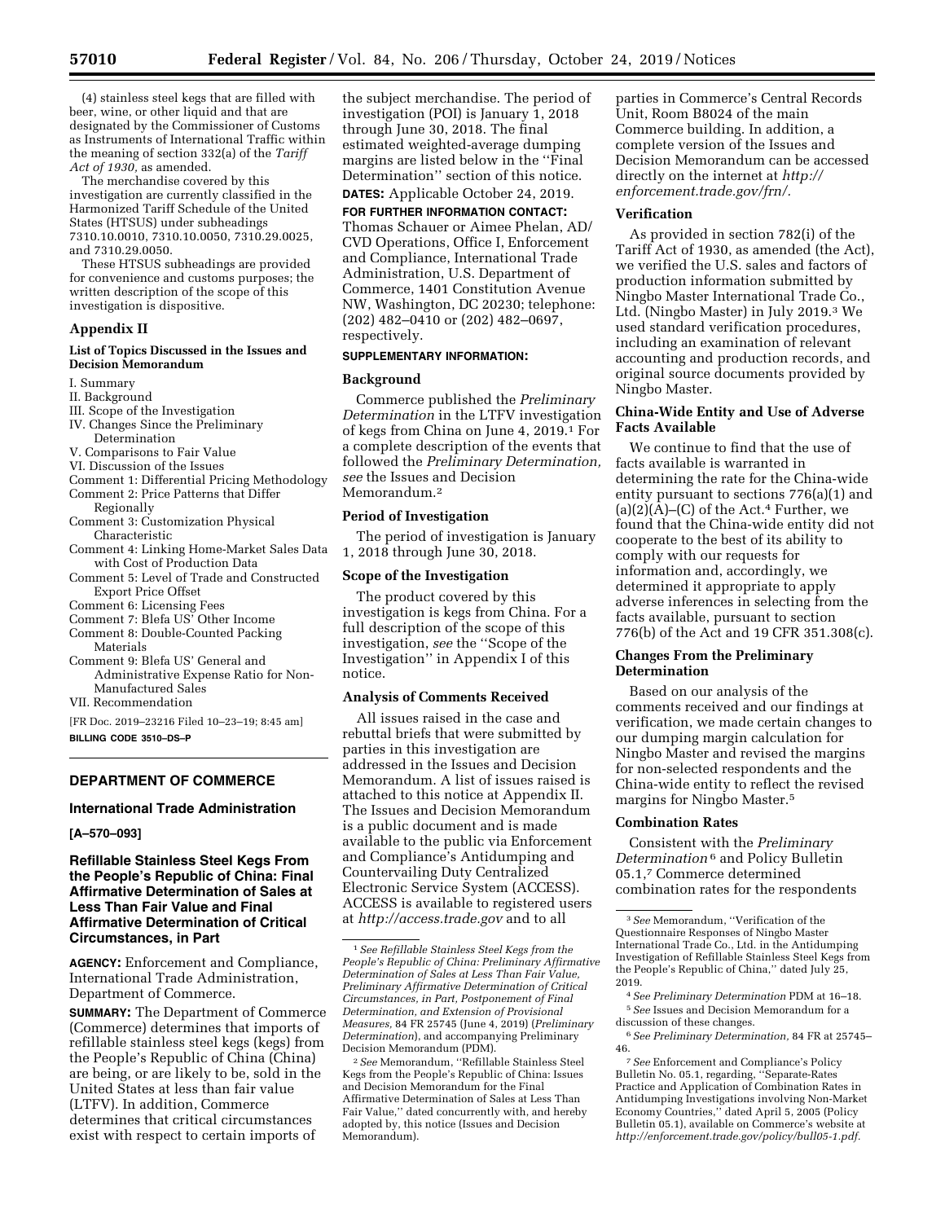(4) stainless steel kegs that are filled with beer, wine, or other liquid and that are designated by the Commissioner of Customs as Instruments of International Traffic within the meaning of section 332(a) of the *Tariff Act of 1930*, as amended.

The merchandise covered by this investigation are currently classified in the Harmonized Tariff Schedule of the United States (HTSUS) under subheadings 7310.10.0010, 7310.10.0050, 7310.29.0025, and 7310.29.0050.

These HTSUS subheadings are provided for convenience and customs purposes; the written description of the scope of this investigation is dispositive.

## Appendix II

### List of Topics Discussed in the Issues and Decision Memorandum

I. Summary
II. Background
III. Scope of the Investigation
IV. Changes Since the Preliminary Determination
V. Comparisons to Fair Value
VI. Discussion of the Issues
Comment 1: Differential Pricing Methodology
Comment 2: Price Patterns that Differ Regionally
Comment 3: Customization Physical Characteristic
Comment 4: Linking Home-Market Sales Data with Cost of Production Data
Comment 5: Level of Trade and Constructed Export Price Offset
Comment 6: Licensing Fees
Comment 7: Blefa US' Other Income
Comment 8: Double-Counted Packing Materials
Comment 9: Blefa US' General and Administrative Expense Ratio for Non-Manufactured Sales
VII. Recommendation

[FR Doc. 2019–23216 Filed 10–23–19; 8:45 am]

**BILLING CODE 3510–DS–P**

---

## DEPARTMENT OF COMMERCE

### International Trade Administration

**[A–570–093]**

### Refillable Stainless Steel Kegs From the People's Republic of China: Final Affirmative Determination of Sales at Less Than Fair Value and Final Affirmative Determination of Critical Circumstances, in Part

**AGENCY:** Enforcement and Compliance, International Trade Administration, Department of Commerce.

**SUMMARY:** The Department of Commerce (Commerce) determines that imports of refillable stainless steel kegs (kegs) from the People's Republic of China (China) are being, or are likely to be, sold in the United States at less than fair value (LTFV). In addition, Commerce determines that critical circumstances exist with respect to certain imports of the subject merchandise. The period of investigation (POI) is January 1, 2018 through June 30, 2018. The final estimated weighted-average dumping margins are listed below in the ''Final Determination'' section of this notice.

**DATES:** Applicable October 24, 2019.

**FOR FURTHER INFORMATION CONTACT:** Thomas Schauer or Aimee Phelan, AD/CVD Operations, Office I, Enforcement and Compliance, International Trade Administration, U.S. Department of Commerce, 1401 Constitution Avenue NW, Washington, DC 20230; telephone: (202) 482–0410 or (202) 482–0697, respectively.

**SUPPLEMENTARY INFORMATION:**

### Background

Commerce published the *Preliminary Determination* in the LTFV investigation of kegs from China on June 4, 2019.[1] For a complete description of the events that followed the *Preliminary Determination, see* the Issues and Decision Memorandum.[2]

### Period of Investigation

The period of investigation is January 1, 2018 through June 30, 2018.

### Scope of the Investigation

The product covered by this investigation is kegs from China. For a full description of the scope of this investigation, *see* the ''Scope of the Investigation'' in Appendix I of this notice.

### Analysis of Comments Received

All issues raised in the case and rebuttal briefs that were submitted by parties in this investigation are addressed in the Issues and Decision Memorandum. A list of issues raised is attached to this notice at Appendix II. The Issues and Decision Memorandum is a public document and is made available to the public via Enforcement and Compliance's Antidumping and Countervailing Duty Centralized Electronic Service System (ACCESS). ACCESS is available to registered users at *http://access.trade.gov* and to all parties in Commerce's Central Records Unit, Room B8024 of the main Commerce building. In addition, a complete version of the Issues and Decision Memorandum can be accessed directly on the internet at *http://enforcement.trade.gov/frn/*.

### Verification

As provided in section 782(i) of the Tariff Act of 1930, as amended (the Act), we verified the U.S. sales and factors of production information submitted by Ningbo Master International Trade Co., Ltd. (Ningbo Master) in July 2019.[3] We used standard verification procedures, including an examination of relevant accounting and production records, and original source documents provided by Ningbo Master.

### China-Wide Entity and Use of Adverse Facts Available

We continue to find that the use of facts available is warranted in determining the rate for the China-wide entity pursuant to sections 776(a)(1) and (a)(2)(A)–(C) of the Act.[4] Further, we found that the China-wide entity did not cooperate to the best of its ability to comply with our requests for information and, accordingly, we determined it appropriate to apply adverse inferences in selecting from the facts available, pursuant to section 776(b) of the Act and 19 CFR 351.308(c).

### Changes From the Preliminary Determination

Based on our analysis of the comments received and our findings at verification, we made certain changes to our dumping margin calculation for Ningbo Master and revised the margins for non-selected respondents and the China-wide entity to reflect the revised margins for Ningbo Master.[5]

### Combination Rates

Consistent with the *Preliminary Determination*[6] and Policy Bulletin 05.1,[7] Commerce determined combination rates for the respondents

---

[1] *See Refillable Stainless Steel Kegs from the People's Republic of China: Preliminary Affirmative Determination of Sales at Less Than Fair Value, Preliminary Affirmative Determination of Critical Circumstances, in Part, Postponement of Final Determination, and Extension of Provisional Measures,* 84 FR 25745 (June 4, 2019) (*Preliminary Determination*), and accompanying Preliminary Decision Memorandum (PDM).

[2] *See* Memorandum, ''Refillable Stainless Steel Kegs from the People's Republic of China: Issues and Decision Memorandum for the Final Affirmative Determination of Sales at Less Than Fair Value,'' dated concurrently with, and hereby adopted by, this notice (Issues and Decision Memorandum).

[3] *See* Memorandum, ''Verification of the Questionnaire Responses of Ningbo Master International Trade Co., Ltd. in the Antidumping Investigation of Refillable Stainless Steel Kegs from the People's Republic of China,'' dated July 25, 2019.

[4] *See Preliminary Determination* PDM at 16–18.

[5] *See* Issues and Decision Memorandum for a discussion of these changes.

[6] *See Preliminary Determination,* 84 FR at 25745–46.

[7] *See* Enforcement and Compliance's Policy Bulletin No. 05.1, regarding, ''Separate-Rates Practice and Application of Combination Rates in Antidumping Investigations involving Non-Market Economy Countries,'' dated April 5, 2005 (Policy Bulletin 05.1), available on Commerce's website at *http://enforcement.trade.gov/policy/bull05-1.pdf*.